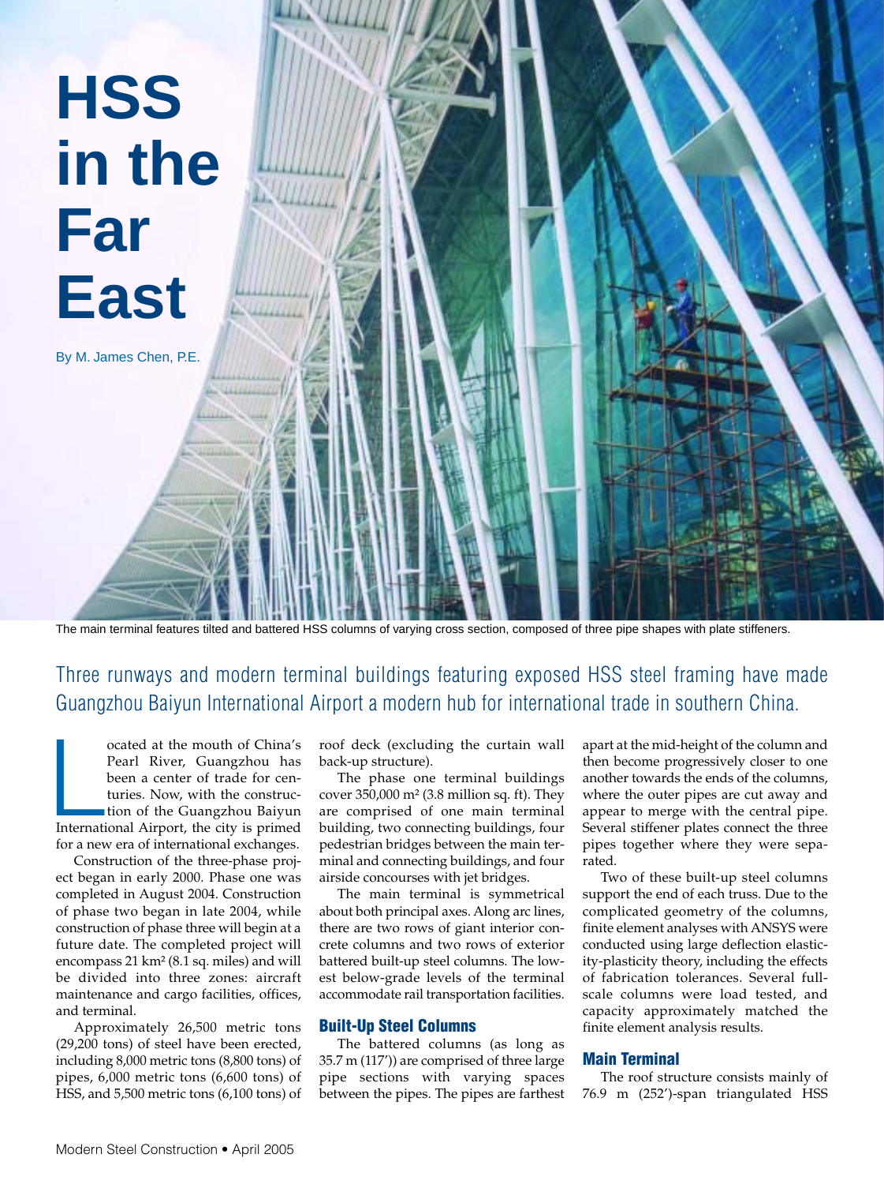# HSS in the Far East

By M. James Chen, P.E.

The main terminal features tilted and battered HSS columns of varying cross section, composed of three pipe shapes with plate stiffeners.

Three runways and modern terminal buildings featuring exposed HSS steel framing have made Guangzhou Baiyun International Airport a modern hub for international trade in southern China.

Located at the mouth of China's Pearl River, Guangzhou has been a center of trade for centuries. Now, with the construction of the Guangzhou Baiyun International Airport, the city is primed for a new era of international exchanges.

Construction of the three-phase project began in early 2000. Phase one was completed in August 2004. Construction of phase two began in late 2004, while construction of phase three will begin at a future date. The completed project will encompass 21 km² (8.1 sq. miles) and will be divided into three zones: aircraft maintenance and cargo facilities, offices, and terminal.

Approximately 26,500 metric tons (29,200 tons) of steel have been erected, including 8,000 metric tons (8,800 tons) of pipes, 6,000 metric tons (6,600 tons) of HSS, and 5,500 metric tons (6,100 tons) of roof deck (excluding the curtain wall back-up structure).

The phase one terminal buildings cover 350,000 m² (3.8 million sq. ft). They are comprised of one main terminal building, two connecting buildings, four pedestrian bridges between the main terminal and connecting buildings, and four airside concourses with jet bridges.

The main terminal is symmetrical about both principal axes. Along arc lines, there are two rows of giant interior concrete columns and two rows of exterior battered built-up steel columns. The lowest below-grade levels of the terminal accommodate rail transportation facilities.

## Built-Up Steel Columns

The battered columns (as long as 35.7 m (117′)) are comprised of three large pipe sections with varying spaces between the pipes. The pipes are farthest apart at the mid-height of the column and then become progressively closer to one another towards the ends of the columns, where the outer pipes are cut away and appear to merge with the central pipe. Several stiffener plates connect the three pipes together where they were separated.

Two of these built-up steel columns support the end of each truss. Due to the complicated geometry of the columns, finite element analyses with ANSYS were conducted using large deflection elasticity-plasticity theory, including the effects of fabrication tolerances. Several full-scale columns were load tested, and capacity approximately matched the finite element analysis results.

## Main Terminal

The roof structure consists mainly of 76.9 m (252′)-span triangulated HSS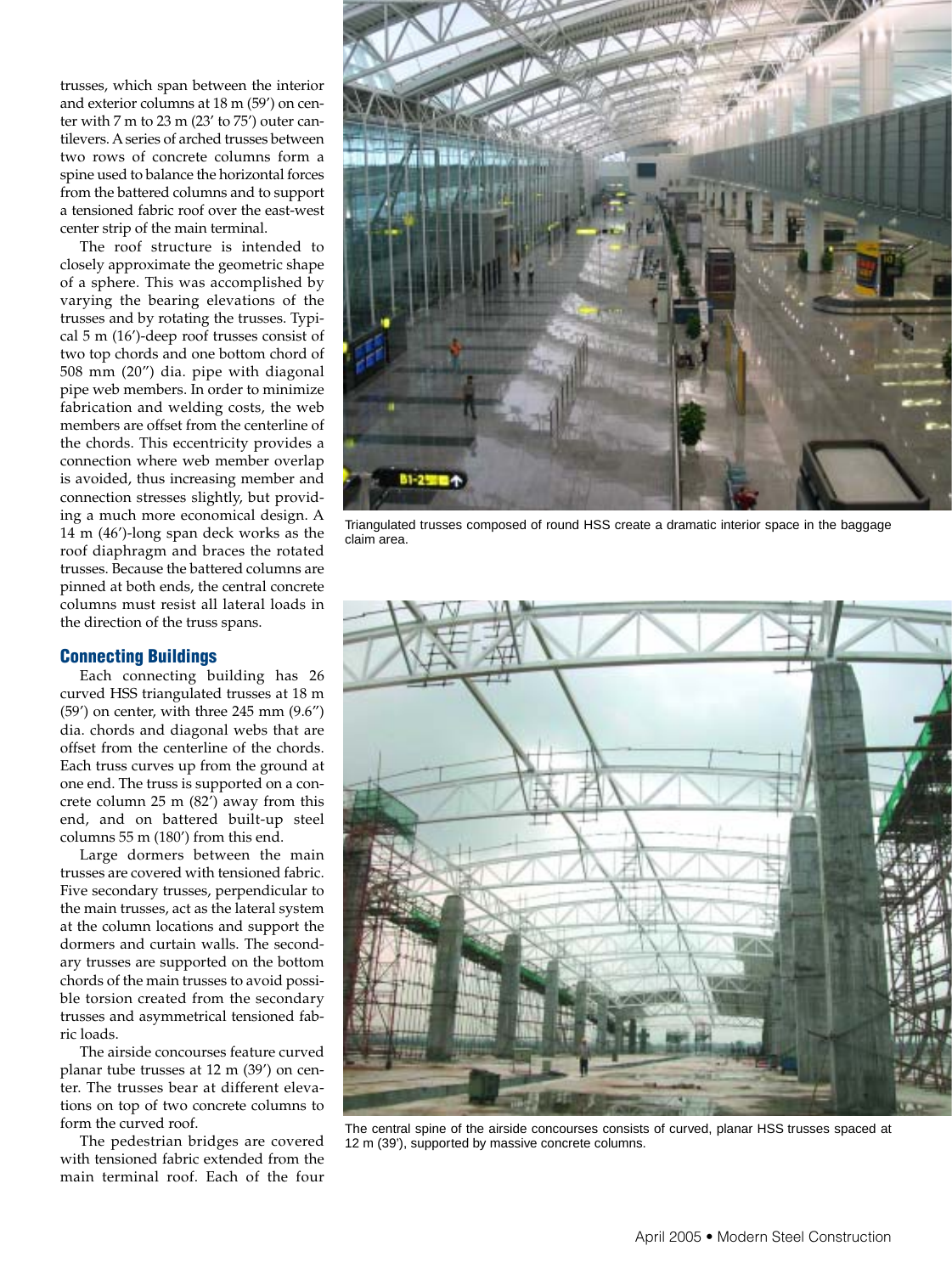trusses, which span between the interior and exterior columns at 18 m (59′) on center with 7 m to 23 m (23′ to 75′) outer cantilevers. A series of arched trusses between two rows of concrete columns form a spine used to balance the horizontal forces from the battered columns and to support a tensioned fabric roof over the east-west center strip of the main terminal.

The roof structure is intended to closely approximate the geometric shape of a sphere. This was accomplished by varying the bearing elevations of the trusses and by rotating the trusses. Typical 5 m (16′)-deep roof trusses consist of two top chords and one bottom chord of 508 mm (20″) dia. pipe with diagonal pipe web members. In order to minimize fabrication and welding costs, the web members are offset from the centerline of the chords. This eccentricity provides a connection where web member overlap is avoided, thus increasing member and connection stresses slightly, but providing a much more economical design. A 14 m (46′)-long span deck works as the roof diaphragm and braces the rotated trusses. Because the battered columns are pinned at both ends, the central concrete columns must resist all lateral loads in the direction of the truss spans.

## Connecting Buildings

Each connecting building has 26 curved HSS triangulated trusses at 18 m (59′) on center, with three 245 mm (9.6″) dia. chords and diagonal webs that are offset from the centerline of the chords. Each truss curves up from the ground at one end. The truss is supported on a concrete column 25 m (82′) away from this end, and on battered built-up steel columns 55 m (180′) from this end.

Large dormers between the main trusses are covered with tensioned fabric. Five secondary trusses, perpendicular to the main trusses, act as the lateral system at the column locations and support the dormers and curtain walls. The secondary trusses are supported on the bottom chords of the main trusses to avoid possible torsion created from the secondary trusses and asymmetrical tensioned fabric loads.

The airside concourses feature curved planar tube trusses at 12 m (39′) on center. The trusses bear at different elevations on top of two concrete columns to form the curved roof.

The pedestrian bridges are covered with tensioned fabric extended from the main terminal roof. Each of the four

Triangulated trusses composed of round HSS create a dramatic interior space in the baggage claim area.

The central spine of the airside concourses consists of curved, planar HSS trusses spaced at 12 m (39′), supported by massive concrete columns.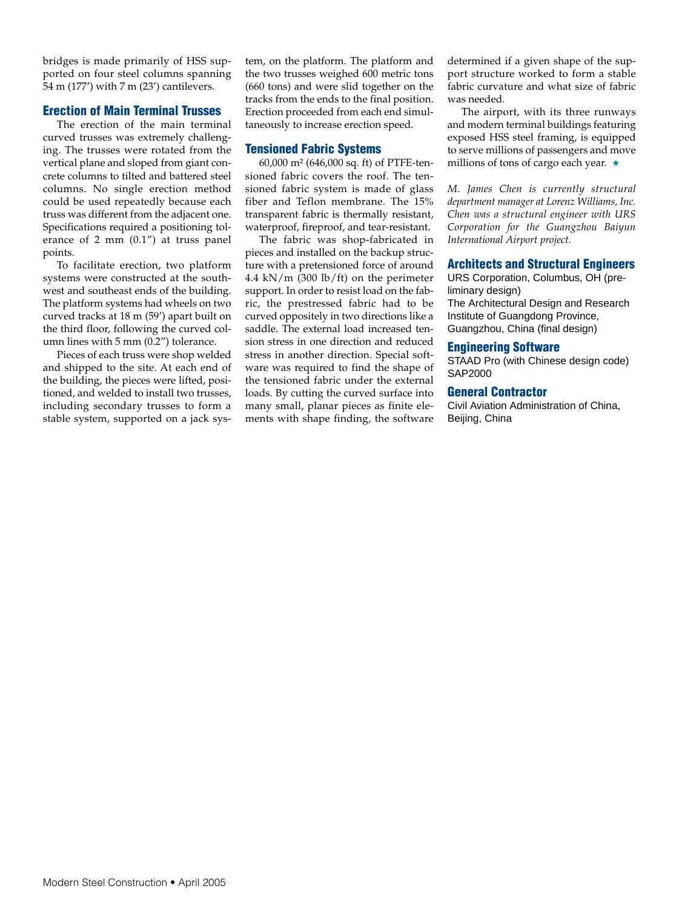bridges is made primarily of HSS supported on four steel columns spanning 54 m (177′) with 7 m (23′) cantilevers.

## Erection of Main Terminal Trusses

The erection of the main terminal curved trusses was extremely challenging. The trusses were rotated from the vertical plane and sloped from giant concrete columns to tilted and battered steel columns. No single erection method could be used repeatedly because each truss was different from the adjacent one. Specifications required a positioning tolerance of 2 mm (0.1″) at truss panel points.

To facilitate erection, two platform systems were constructed at the southwest and southeast ends of the building. The platform systems had wheels on two curved tracks at 18 m (59′) apart built on the third floor, following the curved column lines with 5 mm (0.2″) tolerance.

Pieces of each truss were shop welded and shipped to the site. At each end of the building, the pieces were lifted, positioned, and welded to install two trusses, including secondary trusses to form a stable system, supported on a jack system, on the platform. The platform and the two trusses weighed 600 metric tons (660 tons) and were slid together on the tracks from the ends to the final position. Erection proceeded from each end simultaneously to increase erection speed.

## Tensioned Fabric Systems

60,000 m² (646,000 sq. ft) of PTFE-tensioned fabric covers the roof. The tensioned fabric system is made of glass fiber and Teflon membrane. The 15% transparent fabric is thermally resistant, waterproof, fireproof, and tear-resistant.

The fabric was shop-fabricated in pieces and installed on the backup structure with a pretensioned force of around 4.4 kN/m (300 lb/ft) on the perimeter support. In order to resist load on the fabric, the prestressed fabric had to be curved oppositely in two directions like a saddle. The external load increased tension stress in one direction and reduced stress in another direction. Special software was required to find the shape of the tensioned fabric under the external loads. By cutting the curved surface into many small, planar pieces as finite elements with shape finding, the software determined if a given shape of the support structure worked to form a stable fabric curvature and what size of fabric was needed.

The airport, with its three runways and modern terminal buildings featuring exposed HSS steel framing, is equipped to serve millions of passengers and move millions of tons of cargo each year. ★

*M. James Chen is currently structural department manager at Lorenz Williams, Inc. Chen was a structural engineer with URS Corporation for the Guangzhou Baiyun International Airport project.*

## Architects and Structural Engineers

URS Corporation, Columbus, OH (preliminary design)
The Architectural Design and Research Institute of Guangdong Province, Guangzhou, China (final design)

## Engineering Software

STAAD Pro (with Chinese design code)
SAP2000

## General Contractor

Civil Aviation Administration of China, Beijing, China